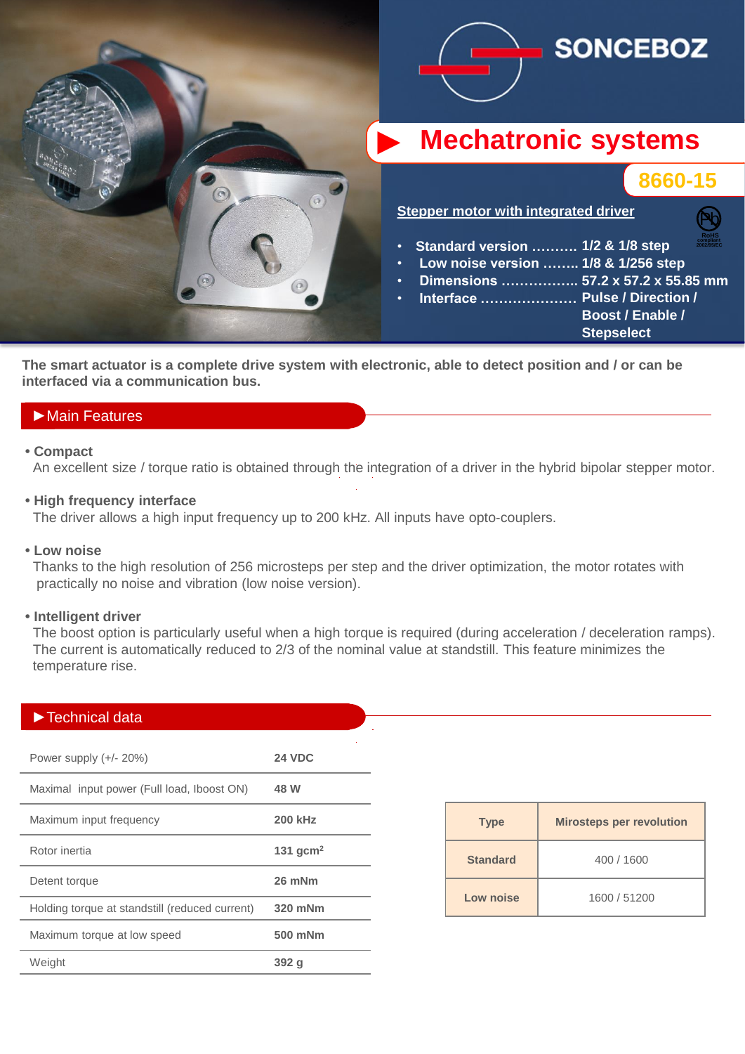# SONCEBOZ

## Mechatronic systems

**8660-15**

**Stepper motor with integrated driver**

- **Standard version ………. 1/2 & 1/8 step**
- **Low noise version …….. 1/8 & 1/256 step**
- **Dimensions …………….. 57.2 x 57.2 x 55.85 mm**
- **Interface ………………… Pulse / Direction / Boost / Enable / Stepselect**

RoHS compliant 2002/95/EC

**The smart actuator is a complete drive system with electronic, able to detect position and / or can be interfaced via a communication bus.**

## ►Main Features

- **Compact**
  An excellent size / torque ratio is obtained through the integration of a driver in the hybrid bipolar stepper motor.

- **High frequency interface**
  The driver allows a high input frequency up to 200 kHz. All inputs have opto-couplers.

- **Low noise**
  Thanks to the high resolution of 256 microsteps per step and the driver optimization, the motor rotates with practically no noise and vibration (low noise version).

- **Intelligent driver**
  The boost option is particularly useful when a high torque is required (during acceleration / deceleration ramps). The current is automatically reduced to 2/3 of the nominal value at standstill. This feature minimizes the temperature rise.

## ►Technical data

| | |
|---|---|
| Power supply (+/- 20%) | **24 VDC** |
| Maximal input power (Full load, Iboost ON) | **48 W** |
| Maximum input frequency | **200 kHz** |
| Rotor inertia | **131 gcm$^2$** |
| Detent torque | **26 mNm** |
| Holding torque at standstill (reduced current) | **320 mNm** |
| Maximum torque at low speed | **500 mNm** |
| Weight | **392 g** |

| Type | Mirosteps per revolution |
|---|---|
| **Standard** | 400 / 1600 |
| **Low noise** | 1600 / 51200 |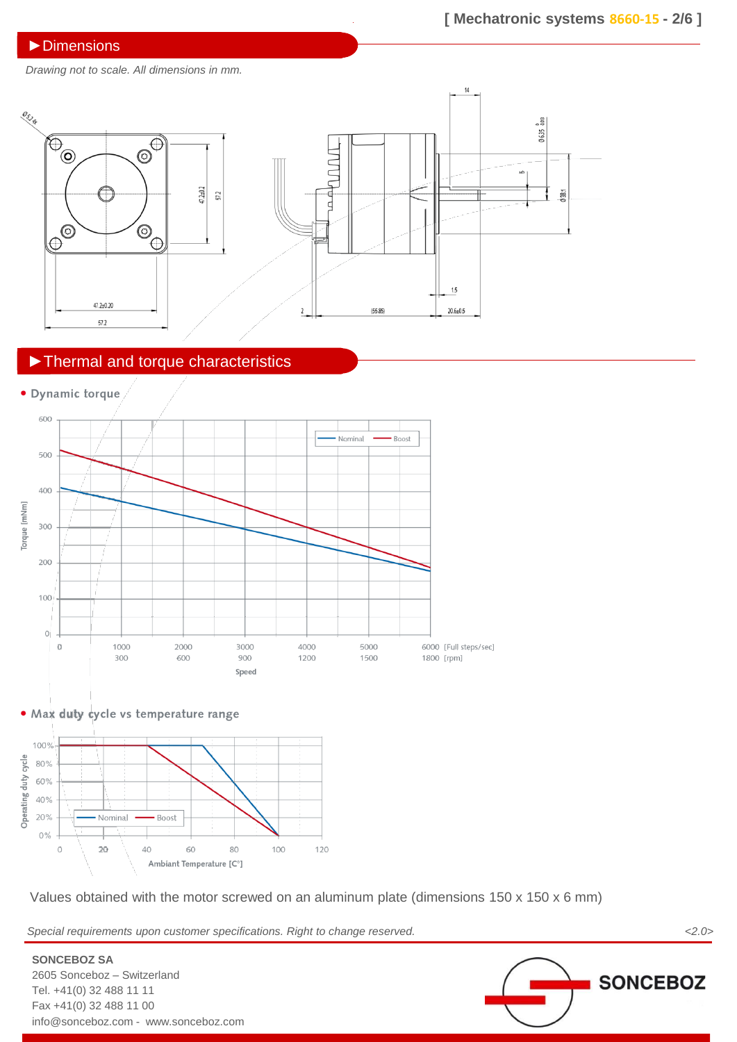## ►Dimensions

*Drawing not to scale. All dimensions in mm.*

## ►Thermal and torque characteristics

- **Dynamic torque**

- **Max duty cycle vs temperature range**

Values obtained with the motor screwed on an aluminum plate (dimensions 150 x 150 x 6 mm)

*Special requirements upon customer specifications. Right to change reserved.* *<2.0>*

**SONCEBOZ SA**
2605 Sonceboz – Switzerland
Tel. +41(0) 32 488 11 11
Fax +41(0) 32 488 11 00
info@sonceboz.com - www.sonceboz.com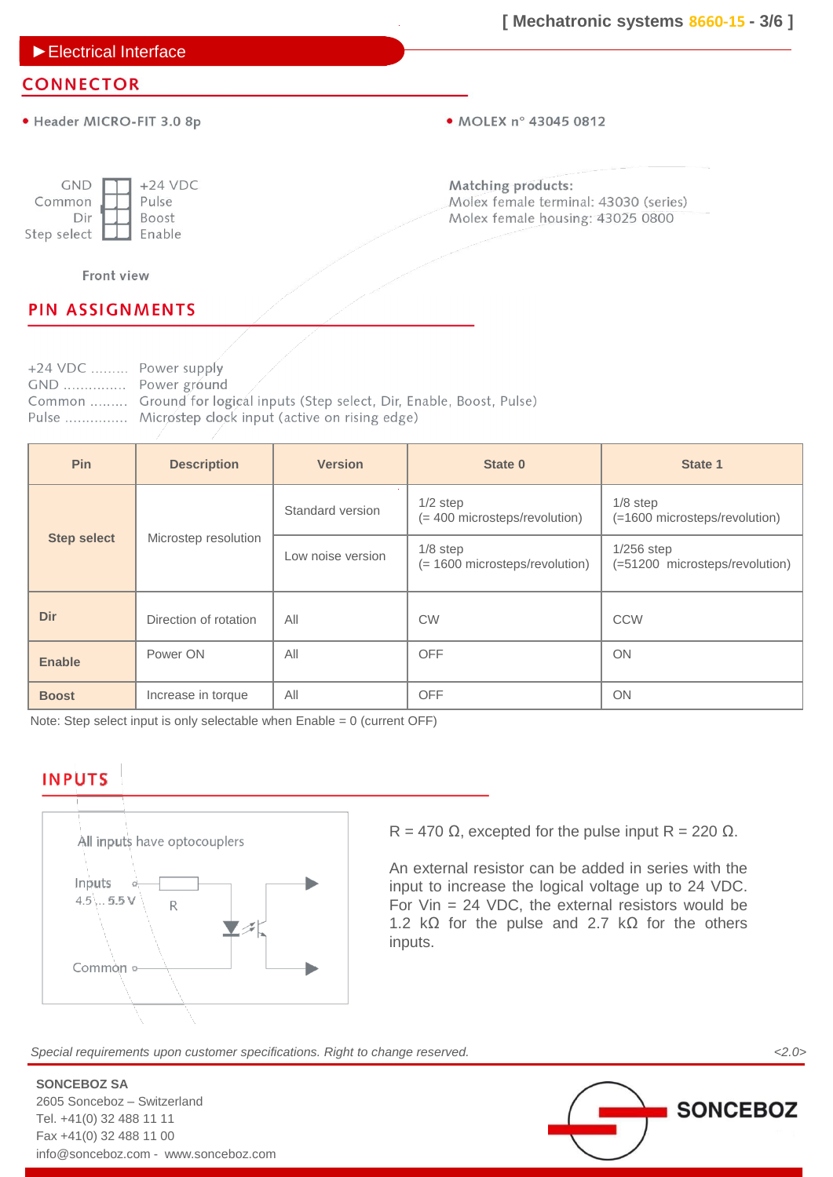## Electrical Interface

### CONNECTOR

- Header MICRO-FIT 3.0 8p
- MOLEX n° 43045 0812

| | |
|---|---|
| GND | +24 VDC |
| Common | Pulse |
| Dir | Boost |
| Step select | Enable |

Front view

Matching products:
Molex female terminal: 43030 (series)
Molex female housing: 43025 0800

### PIN ASSIGNMENTS

+24 VDC ......... Power supply
GND ............... Power ground
Common ......... Ground for logical inputs (Step select, Dir, Enable, Boost, Pulse)
Pulse .............. Microstep clock input (active on rising edge)

| Pin | Description | Version | State 0 | State 1 |
|---|---|---|---|---|
| Step select | Microstep resolution | Standard version | 1/2 step (= 400 microsteps/revolution) | 1/8 step (=1600 microsteps/revolution) |
| | | Low noise version | 1/8 step (= 1600 microsteps/revolution) | 1/256 step (=51200 microsteps/revolution) |
| Dir | Direction of rotation | All | CW | CCW |
| Enable | Power ON | All | OFF | ON |
| Boost | Increase in torque | All | OFF | ON |

Note: Step select input is only selectable when Enable = 0 (current OFF)

### INPUTS

All inputs have optocouplers

Inputs 4.5 ... 5.5 V — R

Common

R = 470 Ω, excepted for the pulse input R = 220 Ω.

An external resistor can be added in series with the input to increase the logical voltage up to 24 VDC. For Vin = 24 VDC, the external resistors would be 1.2 kΩ for the pulse and 2.7 kΩ for the others inputs.

*Special requirements upon customer specifications. Right to change reserved.* *<2.0>*

**SONCEBOZ SA**
2605 Sonceboz – Switzerland
Tel. +41(0) 32 488 11 11
Fax +41(0) 32 488 11 00
info@sonceboz.com - www.sonceboz.com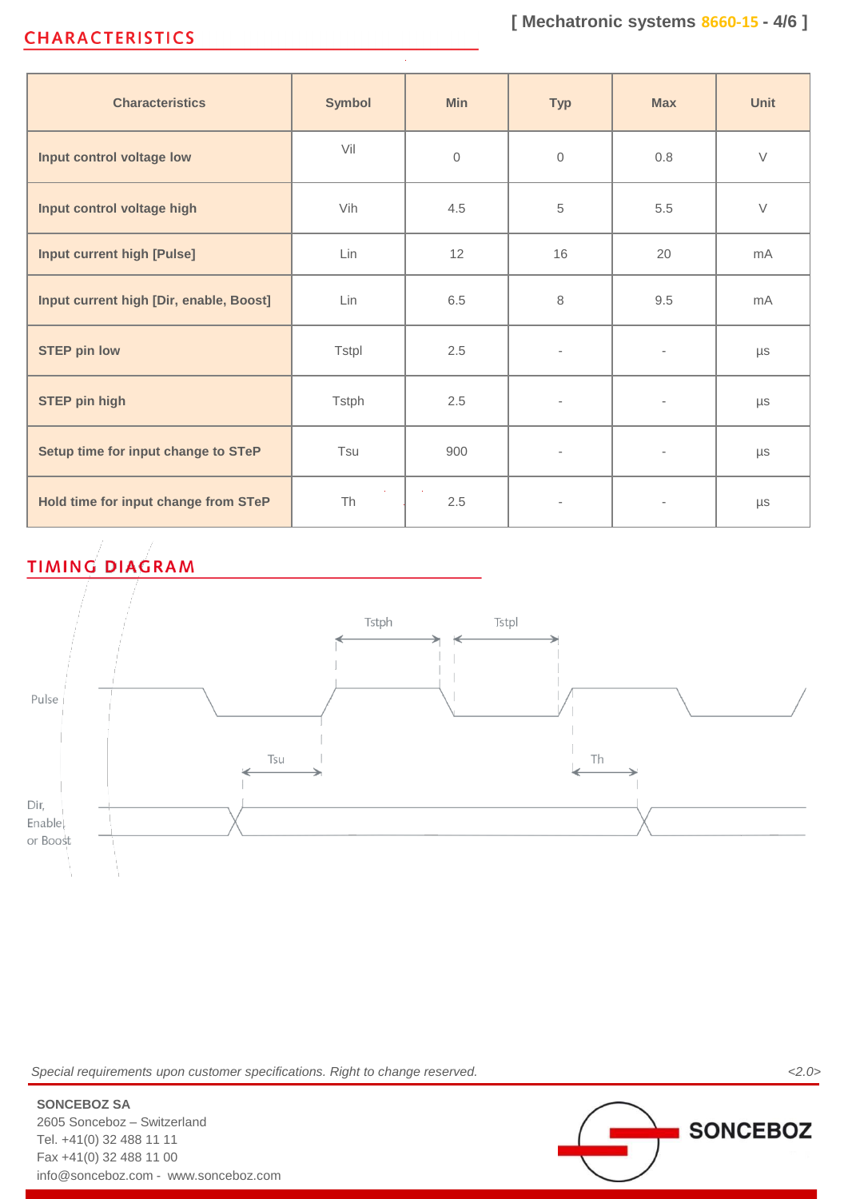## CHARACTERISTICS

| Characteristics | Symbol | Min | Typ | Max | Unit |
|---|---|---|---|---|---|
| Input control voltage low | Vil | 0 | 0 | 0.8 | V |
| Input control voltage high | Vih | 4.5 | 5 | 5.5 | V |
| Input current high [Pulse] | Lin | 12 | 16 | 20 | mA |
| Input current high [Dir, enable, Boost] | Lin | 6.5 | 8 | 9.5 | mA |
| STEP pin low | Tstpl | 2.5 | - | - | µs |
| STEP pin high | Tstph | 2.5 | - | - | µs |
| Setup time for input change to STeP | Tsu | 900 | - | - | µs |
| Hold time for input change from STeP | Th | 2.5 | - | - | µs |

## TIMING DIAGRAM

Tstph Tstpl

Pulse

Tsu Th

Dir, Enable, or Boost

*Special requirements upon customer specifications. Right to change reserved.* <2.0>

**SONCEBOZ SA**
2605 Sonceboz – Switzerland
Tel. +41(0) 32 488 11 11
Fax +41(0) 32 488 11 00
info@sonceboz.com - www.sonceboz.com

SONCEBOZ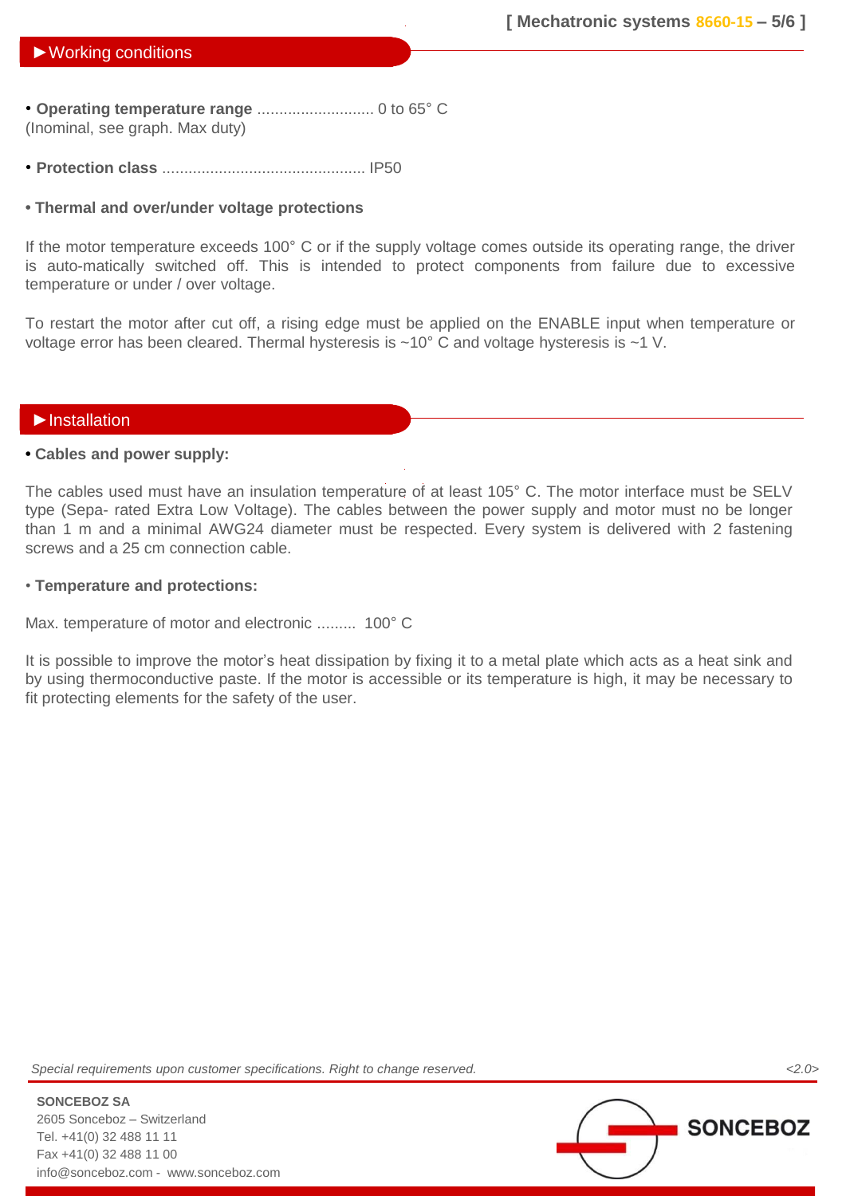## ►Working conditions

- **Operating temperature range** .......................... 0 to 65° C
(Inominal, see graph. Max duty)

- **Protection class** .............................................. IP50

- **Thermal and over/under voltage protections**

If the motor temperature exceeds 100° C or if the supply voltage comes outside its operating range, the driver is auto-matically switched off. This is intended to protect components from failure due to excessive temperature or under / over voltage.

To restart the motor after cut off, a rising edge must be applied on the ENABLE input when temperature or voltage error has been cleared. Thermal hysteresis is ~10° C and voltage hysteresis is ~1 V.

## ►Installation

- **Cables and power supply:**

The cables used must have an insulation temperature of at least 105° C. The motor interface must be SELV type (Sepa- rated Extra Low Voltage). The cables between the power supply and motor must no be longer than 1 m and a minimal AWG24 diameter must be respected. Every system is delivered with 2 fastening screws and a 25 cm connection cable.

- **Temperature and protections:**

Max. temperature of motor and electronic ......... 100° C

It is possible to improve the motor's heat dissipation by fixing it to a metal plate which acts as a heat sink and by using thermoconductive paste. If the motor is accessible or its temperature is high, it may be necessary to fit protecting elements for the safety of the user.

*Special requirements upon customer specifications. Right to change reserved.*

**SONCEBOZ SA**
2605 Sonceboz – Switzerland
Tel. +41(0) 32 488 11 11
Fax +41(0) 32 488 11 00
info@sonceboz.com - www.sonceboz.com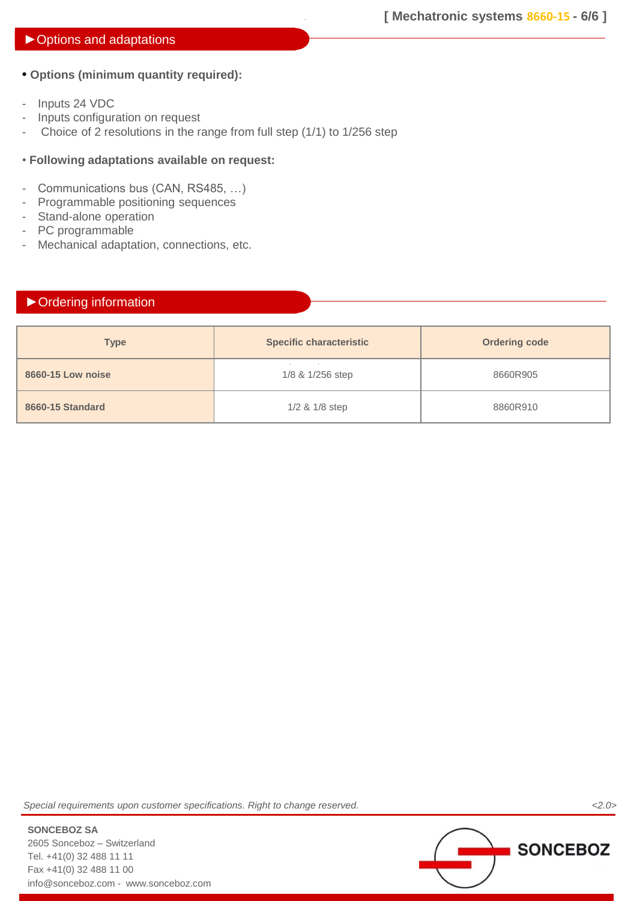## ►Options and adaptations

**• Options (minimum quantity required):**

- Inputs 24 VDC
- Inputs configuration on request
- Choice of 2 resolutions in the range from full step (1/1) to 1/256 step

**• Following adaptations available on request:**

- Communications bus (CAN, RS485, …)
- Programmable positioning sequences
- Stand-alone operation
- PC programmable
- Mechanical adaptation, connections, etc.

## ►Ordering information

| Type | Specific characteristic | Ordering code |
|---|---|---|
| **8660-15 Low noise** | 1/8 & 1/256 step | 8660R905 |
| **8660-15 Standard** | 1/2 & 1/8 step | 8860R910 |

*Special requirements upon customer specifications. Right to change reserved.* *<2.0>*

**SONCEBOZ SA**
2605 Sonceboz – Switzerland
Tel. +41(0) 32 488 11 11
Fax +41(0) 32 488 11 00
info@sonceboz.com - www.sonceboz.com

SONCEBOZ